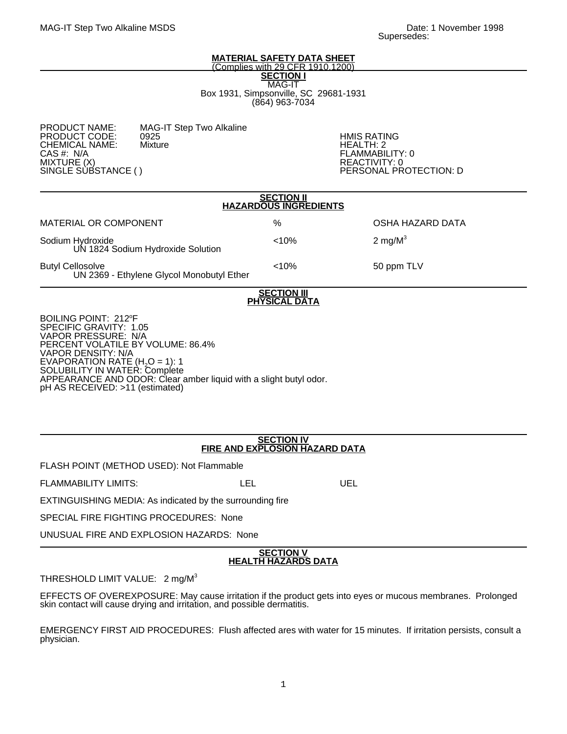MAG-IT Step Two Alkaline MSDS — Date: 1 November 1998
Supersedes:

# MATERIAL SAFETY DATA SHEET

(Complies with 29 CFR 1910.1200)

## SECTION I

MAG-IT
Box 1931, Simpsonville, SC 29681-1931
(864) 963-7034

PRODUCT NAME: MAG-IT Step Two Alkaline
PRODUCT CODE: 0925
CHEMICAL NAME: Mixture
CAS #: N/A
MIXTURE (X)
SINGLE SUBSTANCE ( )

HMIS RATING
HEALTH: 2
FLAMMABILITY: 0
REACTIVITY: 0
PERSONAL PROTECTION: D

## SECTION II
## HAZARDOUS INGREDIENTS

| MATERIAL OR COMPONENT | % | OSHA HAZARD DATA |
|---|---|---|
| Sodium Hydroxide<br>UN 1824 Sodium Hydroxide Solution | <10% | 2 mg/M$^3$ |
| Butyl Cellosolve<br>UN 2369 - Ethylene Glycol Monobutyl Ether | <10% | 50 ppm TLV |

## SECTION III
## PHYSICAL DATA

BOILING POINT: 212°F
SPECIFIC GRAVITY: 1.05
VAPOR PRESSURE: N/A
PERCENT VOLATILE BY VOLUME: 86.4%
VAPOR DENSITY: N/A
EVAPORATION RATE ($H_2O$ = 1): 1
SOLUBILITY IN WATER: Complete
APPEARANCE AND ODOR: Clear amber liquid with a slight butyl odor.
pH AS RECEIVED: >11 (estimated)

## SECTION IV
## FIRE AND EXPLOSION HAZARD DATA

FLASH POINT (METHOD USED): Not Flammable

FLAMMABILITY LIMITS: LEL UEL

EXTINGUISHING MEDIA: As indicated by the surrounding fire

SPECIAL FIRE FIGHTING PROCEDURES: None

UNUSUAL FIRE AND EXPLOSION HAZARDS: None

## SECTION V
## HEALTH HAZARDS DATA

THRESHOLD LIMIT VALUE: 2 mg/M$^3$

EFFECTS OF OVEREXPOSURE: May cause irritation if the product gets into eyes or mucous membranes. Prolonged skin contact will cause drying and irritation, and possible dermatitis.

EMERGENCY FIRST AID PROCEDURES: Flush affected ares with water for 15 minutes. If irritation persists, consult a physician.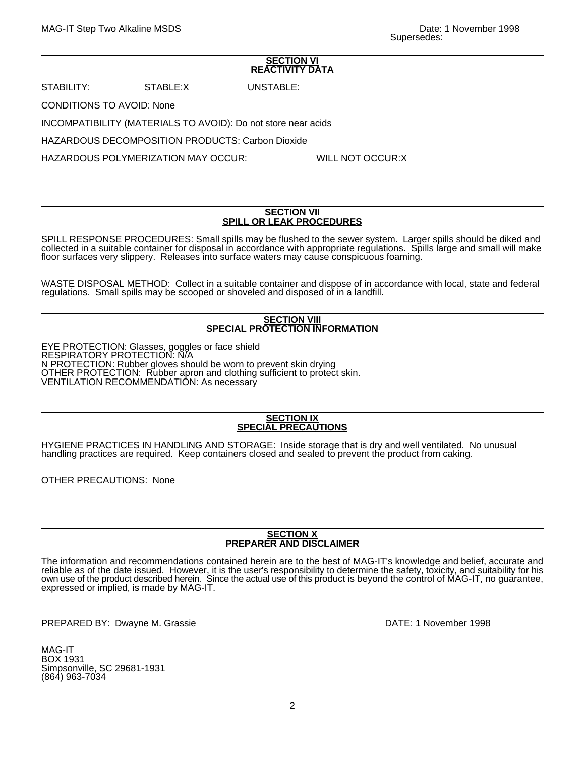## SECTION VI
## REACTIVITY DATA

STABILITY: STABLE:X UNSTABLE:

CONDITIONS TO AVOID: None

INCOMPATIBILITY (MATERIALS TO AVOID): Do not store near acids

HAZARDOUS DECOMPOSITION PRODUCTS: Carbon Dioxide

HAZARDOUS POLYMERIZATION MAY OCCUR: WILL NOT OCCUR:X

## SECTION VII
## SPILL OR LEAK PROCEDURES

SPILL RESPONSE PROCEDURES: Small spills may be flushed to the sewer system. Larger spills should be diked and collected in a suitable container for disposal in accordance with appropriate regulations. Spills large and small will make floor surfaces very slippery. Releases into surface waters may cause conspicuous foaming.

WASTE DISPOSAL METHOD: Collect in a suitable container and dispose of in accordance with local, state and federal regulations. Small spills may be scooped or shoveled and disposed of in a landfill.

## SECTION VIII
## SPECIAL PROTECTION INFORMATION

EYE PROTECTION: Glasses, goggles or face shield
RESPIRATORY PROTECTION: N/A
N PROTECTION: Rubber gloves should be worn to prevent skin drying
OTHER PROTECTION: Rubber apron and clothing sufficient to protect skin.
VENTILATION RECOMMENDATION: As necessary

## SECTION IX
## SPECIAL PRECAUTIONS

HYGIENE PRACTICES IN HANDLING AND STORAGE: Inside storage that is dry and well ventilated. No unusual handling practices are required. Keep containers closed and sealed to prevent the product from caking.

OTHER PRECAUTIONS: None

## SECTION X
## PREPARER AND DISCLAIMER

The information and recommendations contained herein are to the best of MAG-IT's knowledge and belief, accurate and reliable as of the date issued. However, it is the user's responsibility to determine the safety, toxicity, and suitability for his own use of the product described herein. Since the actual use of this product is beyond the control of MAG-IT, no guarantee, expressed or implied, is made by MAG-IT.

PREPARED BY: Dwayne M. Grassie DATE: 1 November 1998

MAG-IT
BOX 1931
Simpsonville, SC 29681-1931
(864) 963-7034